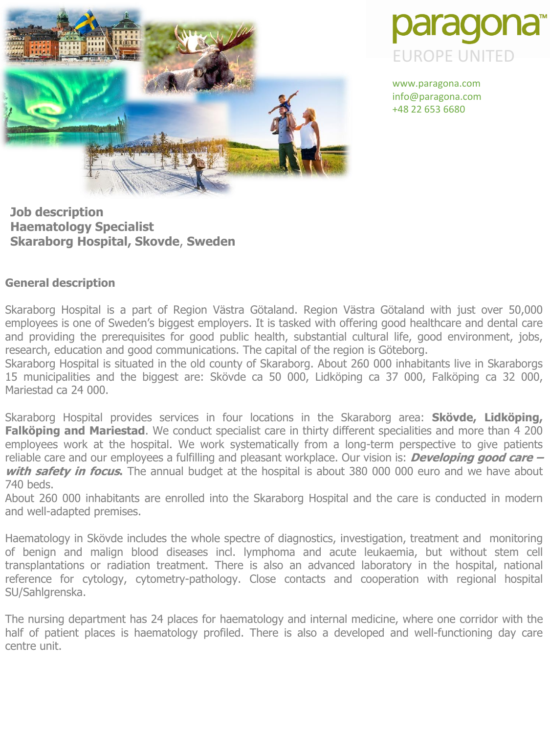paragona™
EUROPE UNITED

www.paragona.com
info@paragona.com
+48 22 653 6680

# Job description
# Haematology Specialist
# Skaraborg Hospital, Skovde, Sweden

## General description

Skaraborg Hospital is a part of Region Västra Götaland. Region Västra Götaland with just over 50,000 employees is one of Sweden's biggest employers. It is tasked with offering good healthcare and dental care and providing the prerequisites for good public health, substantial cultural life, good environment, jobs, research, education and good communications. The capital of the region is Göteborg.
Skaraborg Hospital is situated in the old county of Skaraborg. About 260 000 inhabitants live in Skaraborgs 15 municipalities and the biggest are: Skövde ca 50 000, Lidköping ca 37 000, Falköping ca 32 000, Mariestad ca 24 000.

Skaraborg Hospital provides services in four locations in the Skaraborg area: **Skövde, Lidköping, Falköping and Mariestad**. We conduct specialist care in thirty different specialities and more than 4 200 employees work at the hospital. We work systematically from a long-term perspective to give patients reliable care and our employees a fulfilling and pleasant workplace. Our vision is: ***Developing good care – with safety in focus***. The annual budget at the hospital is about 380 000 000 euro and we have about 740 beds.
About 260 000 inhabitants are enrolled into the Skaraborg Hospital and the care is conducted in modern and well-adapted premises.

Haematology in Skövde includes the whole spectre of diagnostics, investigation, treatment and monitoring of benign and malign blood diseases incl. lymphoma and acute leukaemia, but without stem cell transplantations or radiation treatment. There is also an advanced laboratory in the hospital, national reference for cytology, cytometry-pathology. Close contacts and cooperation with regional hospital SU/Sahlgrenska.

The nursing department has 24 places for haematology and internal medicine, where one corridor with the half of patient places is haematology profiled. There is also a developed and well-functioning day care centre unit.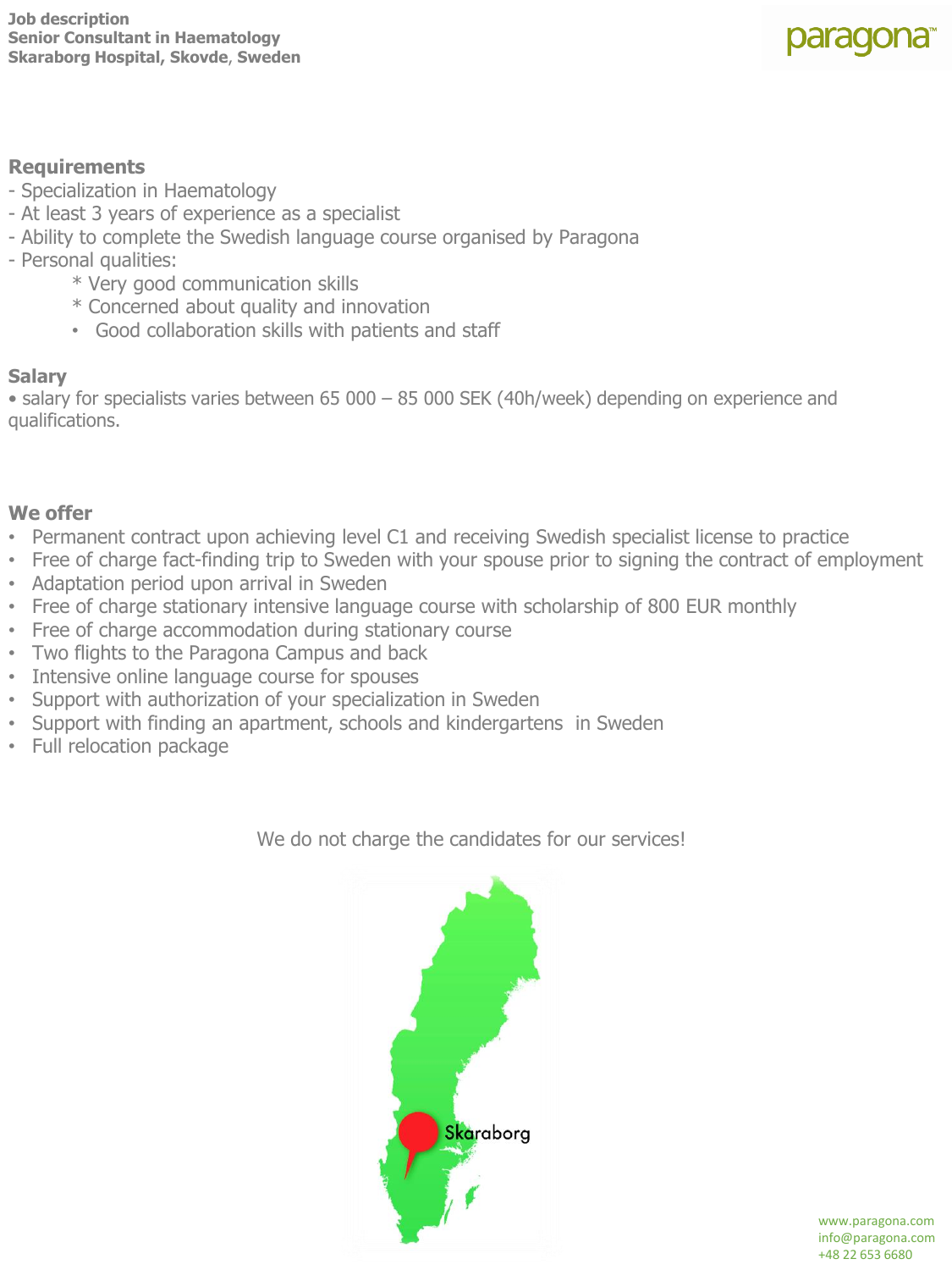**Job description**
**Senior Consultant in Haematology**
**Skaraborg Hospital, Skovde, Sweden**

paragona™

## Requirements

- Specialization in Haematology
- At least 3 years of experience as a specialist
- Ability to complete the Swedish language course organised by Paragona
- Personal qualities:
  * Very good communication skills
  * Concerned about quality and innovation
  * Good collaboration skills with patients and staff

## Salary

• salary for specialists varies between 65 000 – 85 000 SEK (40h/week) depending on experience and qualifications.

## We offer

- Permanent contract upon achieving level C1 and receiving Swedish specialist license to practice
- Free of charge fact-finding trip to Sweden with your spouse prior to signing the contract of employment
- Adaptation period upon arrival in Sweden
- Free of charge stationary intensive language course with scholarship of 800 EUR monthly
- Free of charge accommodation during stationary course
- Two flights to the Paragona Campus and back
- Intensive online language course for spouses
- Support with authorization of your specialization in Sweden
- Support with finding an apartment, schools and kindergartens in Sweden
- Full relocation package

We do not charge the candidates for our services!

Skaraborg

www.paragona.com
info@paragona.com
+48 22 653 6680